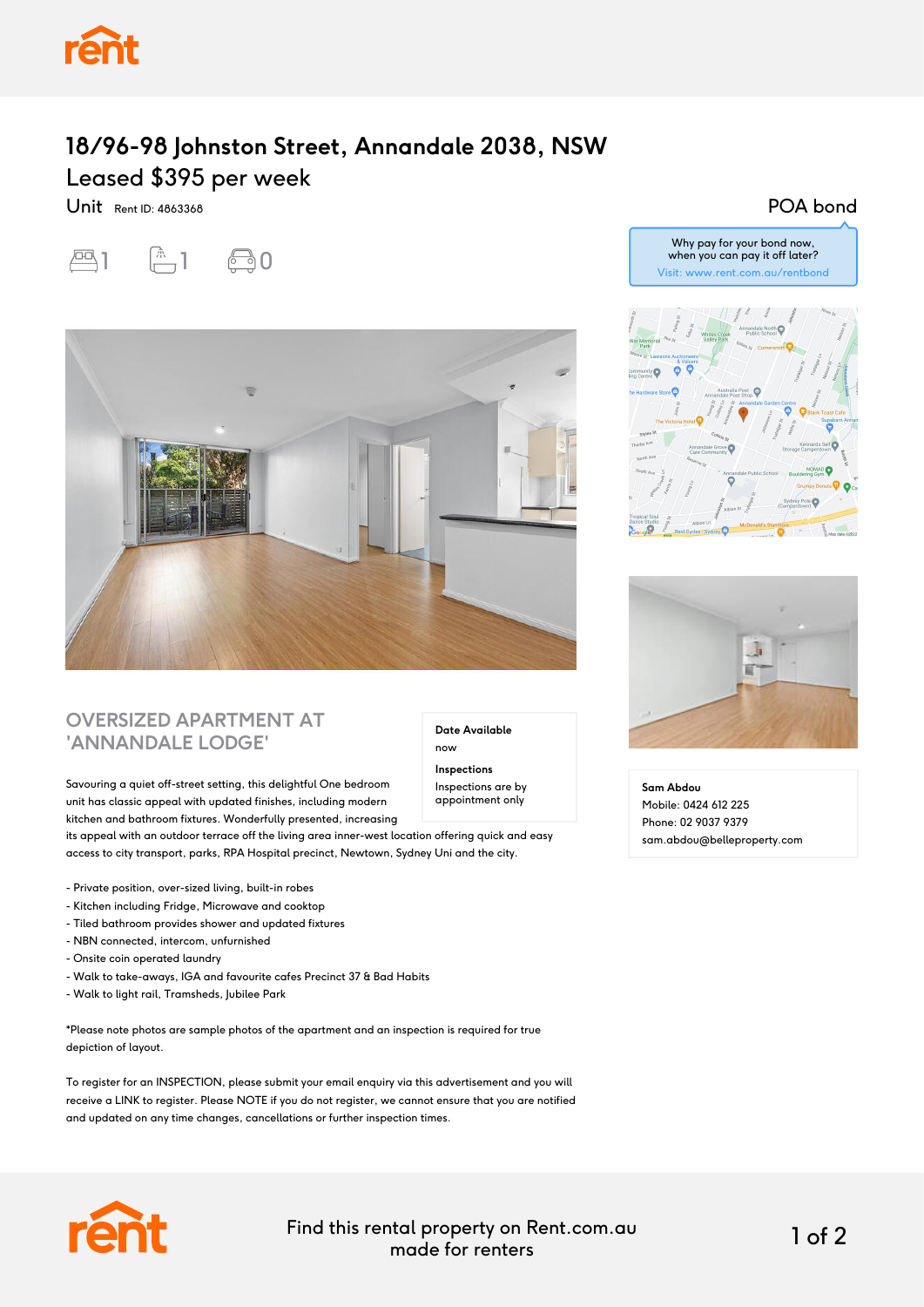# 18/96-98 Johnston Street, Annandale 2038, NSW

## Leased $395 per week

Unit Rent ID: 4863368

1 1 0

POA bond

Why pay for your bond now, when you can pay it off later?
Visit: www.rent.com.au/rentbond

## OVERSIZED APARTMENT AT 'ANNANDALE LODGE'

**Date Available**
now

**Inspections**
Inspections are by appointment only

Savouring a quiet off-street setting, this delightful One bedroom unit has classic appeal with updated finishes, including modern kitchen and bathroom fixtures. Wonderfully presented, increasing its appeal with an outdoor terrace off the living area inner-west location offering quick and easy access to city transport, parks, RPA Hospital precinct, Newtown, Sydney Uni and the city.

- Private position, over-sized living, built-in robes
- Kitchen including Fridge, Microwave and cooktop
- Tiled bathroom provides shower and updated fixtures
- NBN connected, intercom, unfurnished
- Onsite coin operated laundry
- Walk to take-aways, IGA and favourite cafes Precinct 37 & Bad Habits
- Walk to light rail, Tramsheds, Jubilee Park

*Please note photos are sample photos of the apartment and an inspection is required for true depiction of layout.

To register for an INSPECTION, please submit your email enquiry via this advertisement and you will receive a LINK to register. Please NOTE if you do not register, we cannot ensure that you are notified and updated on any time changes, cancellations or further inspection times.

**Sam Abdou**
Mobile: 0424 612 225
Phone: 02 9037 9379
sam.abdou@belleproperty.com

Find this rental property on Rent.com.au made for renters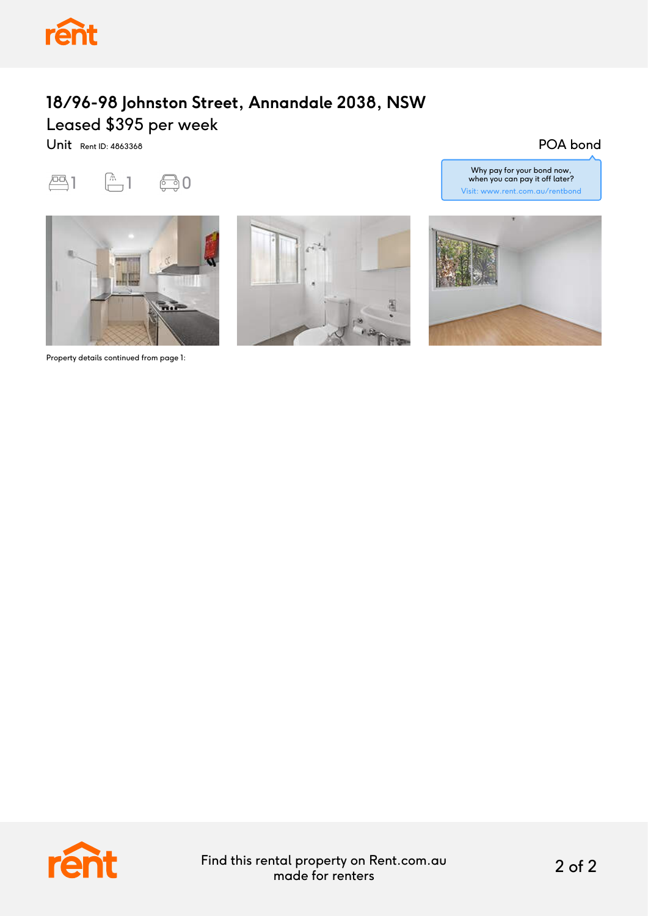# 18/96-98 Johnston Street, Annandale 2038, NSW

## Leased $395 per week

Unit Rent ID: 4863368

POA bond

Why pay for your bond now, when you can pay it off later?
Visit: www.rent.com.au/rentbond

1 1 0

Property details continued from page 1:

Find this rental property on Rent.com.au made for renters